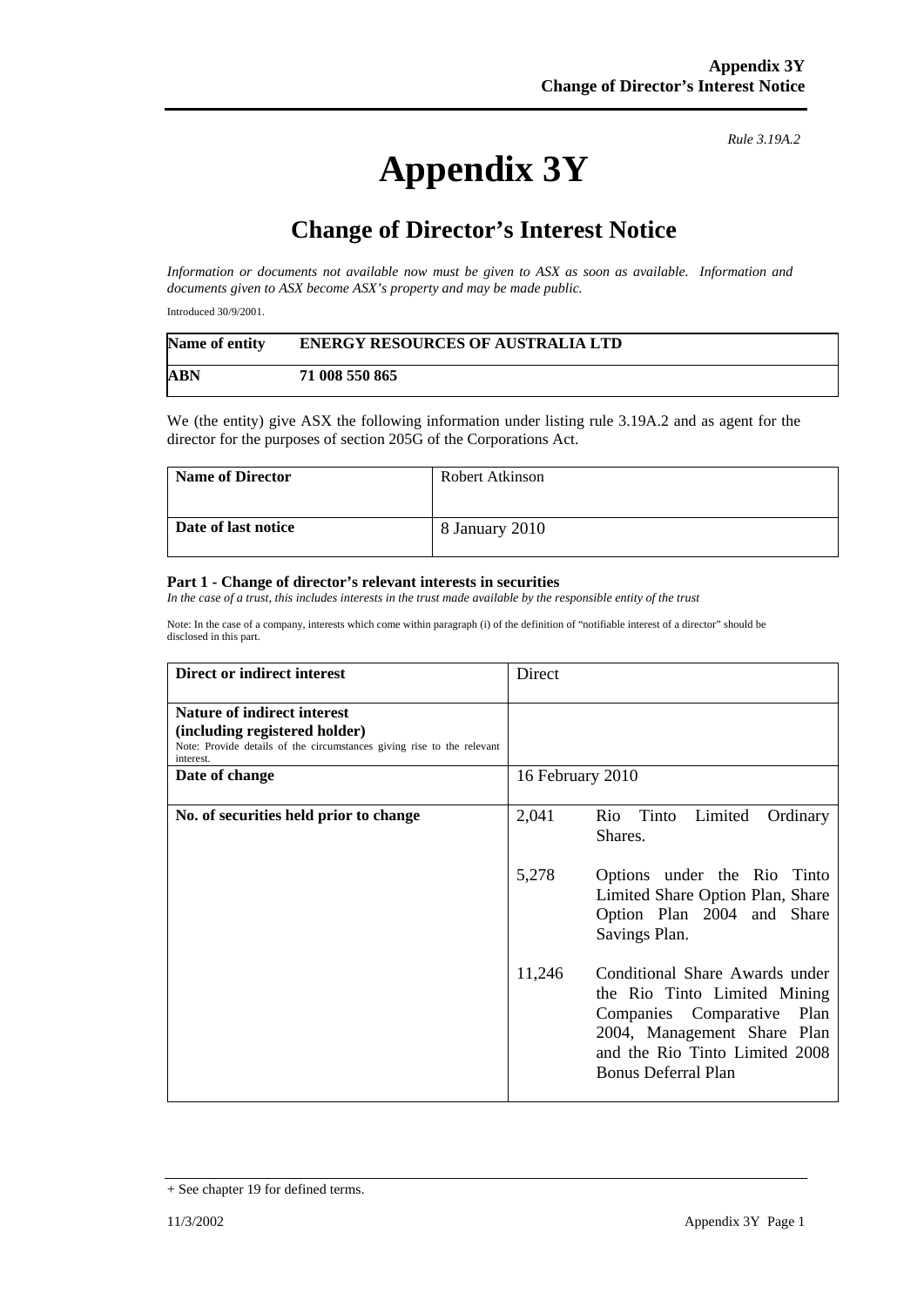*Rule 3.19A.2*

# Appendix 3Y

## Change of Director's Interest Notice

*Information or documents not available now must be given to ASX as soon as available. Information and documents given to ASX become ASX's property and may be made public.*

Introduced 30/9/2001.

| **Name of entity** | **ENERGY RESOURCES OF AUSTRALIA LTD** |
|---|---|
| **ABN** | **71 008 550 865** |

We (the entity) give ASX the following information under listing rule 3.19A.2 and as agent for the director for the purposes of section 205G of the Corporations Act.

| **Name of Director** | Robert Atkinson |
|---|---|
| **Date of last notice** | 8 January 2010 |

**Part 1 - Change of director's relevant interests in securities**

*In the case of a trust, this includes interests in the trust made available by the responsible entity of the trust*

Note: In the case of a company, interests which come within paragraph (i) of the definition of "notifiable interest of a director" should be disclosed in this part.

| **Direct or indirect interest** | Direct |
|---|---|
| **Nature of indirect interest (including registered holder)** Note: Provide details of the circumstances giving rise to the relevant interest. | |
| **Date of change** | 16 February 2010 |
| **No. of securities held prior to change** | 2,041 Rio Tinto Limited Ordinary Shares.<br><br>5,278 Options under the Rio Tinto Limited Share Option Plan, Share Option Plan 2004 and Share Savings Plan.<br><br>11,246 Conditional Share Awards under the Rio Tinto Limited Mining Companies Comparative Plan 2004, Management Share Plan and the Rio Tinto Limited 2008 Bonus Deferral Plan |

+ See chapter 19 for defined terms.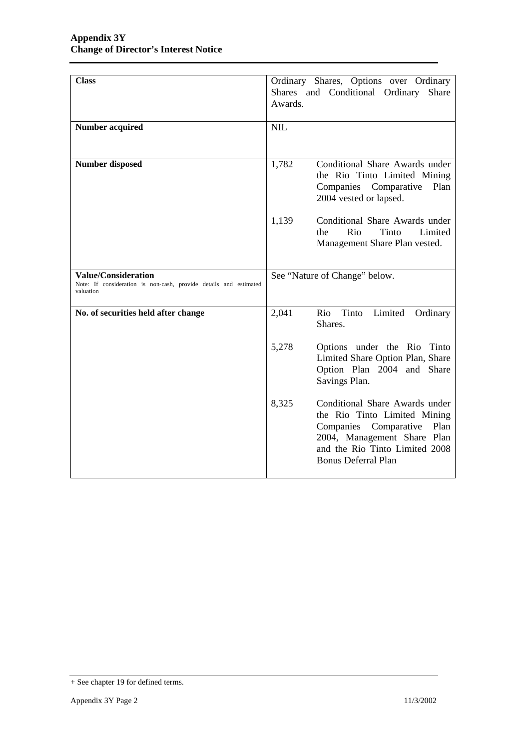| Class | Ordinary Shares, Options over Ordinary Shares and Conditional Ordinary Share Awards. |
|---|---|
| **Number acquired** | NIL |
| **Number disposed** | 1,782 Conditional Share Awards under the Rio Tinto Limited Mining Companies Comparative Plan 2004 vested or lapsed.<br><br>1,139 Conditional Share Awards under the Rio Tinto Limited Management Share Plan vested. |
| **Value/Consideration**<br>Note: If consideration is non-cash, provide details and estimated valuation | See "Nature of Change" below. |
| **No. of securities held after change** | 2,041 Rio Tinto Limited Ordinary Shares.<br><br>5,278 Options under the Rio Tinto Limited Share Option Plan, Share Option Plan 2004 and Share Savings Plan.<br><br>8,325 Conditional Share Awards under the Rio Tinto Limited Mining Companies Comparative Plan 2004, Management Share Plan and the Rio Tinto Limited 2008 Bonus Deferral Plan |

+ See chapter 19 for defined terms.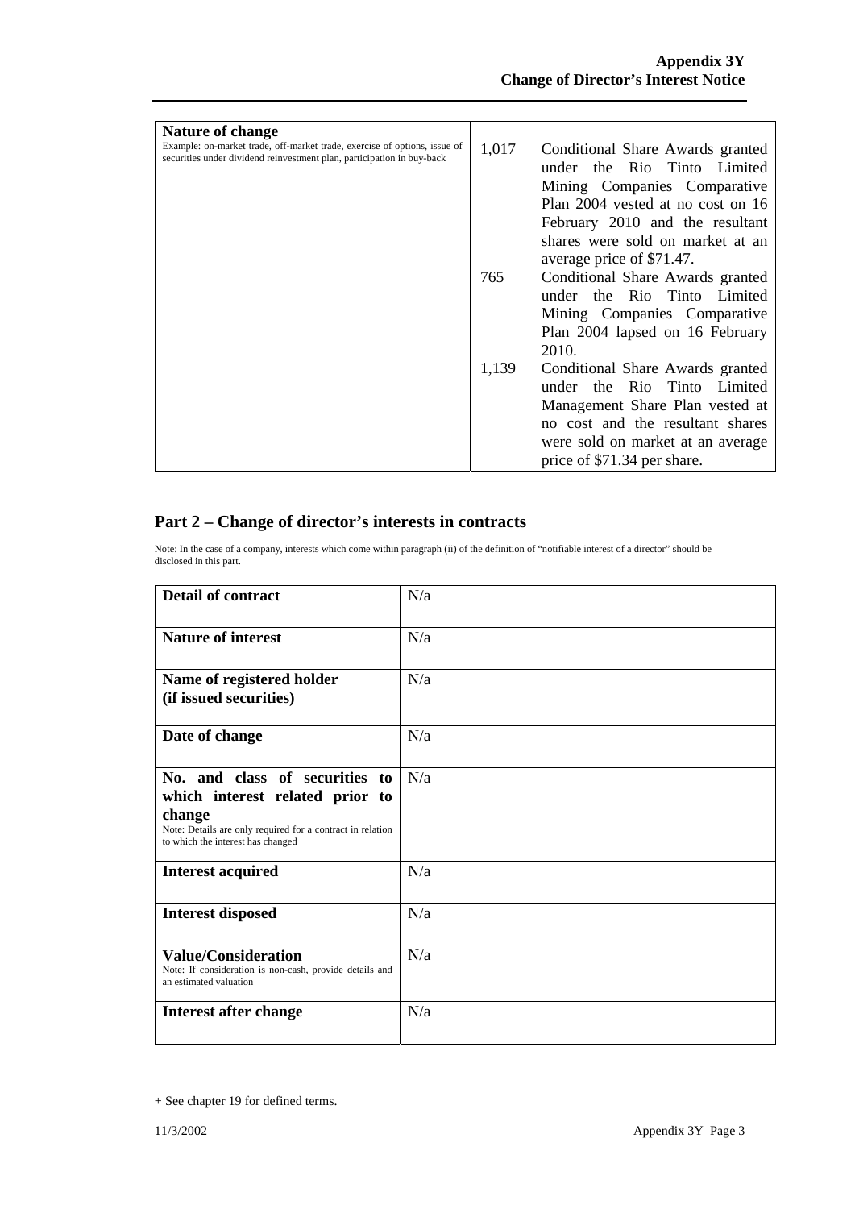| | |
|---|---|
| **Nature of change**<br>Example: on-market trade, off-market trade, exercise of options, issue of securities under dividend reinvestment plan, participation in buy-back | 1,017 Conditional Share Awards granted under the Rio Tinto Limited Mining Companies Comparative Plan 2004 vested at no cost on 16 February 2010 and the resultant shares were sold on market at an average price of $71.47.<br>765 Conditional Share Awards granted under the Rio Tinto Limited Mining Companies Comparative Plan 2004 lapsed on 16 February 2010.<br>1,139 Conditional Share Awards granted under the Rio Tinto Limited Management Share Plan vested at no cost and the resultant shares were sold on market at an average price of $71.34 per share. |

## Part 2 – Change of director's interests in contracts

Note: In the case of a company, interests which come within paragraph (ii) of the definition of "notifiable interest of a director" should be disclosed in this part.

| | |
|---|---|
| **Detail of contract** | N/a |
| **Nature of interest** | N/a |
| **Name of registered holder (if issued securities)** | N/a |
| **Date of change** | N/a |
| **No. and class of securities to which interest related prior to change**<br>Note: Details are only required for a contract in relation to which the interest has changed | N/a |
| **Interest acquired** | N/a |
| **Interest disposed** | N/a |
| **Value/Consideration**<br>Note: If consideration is non-cash, provide details and an estimated valuation | N/a |
| **Interest after change** | N/a |

+ See chapter 19 for defined terms.